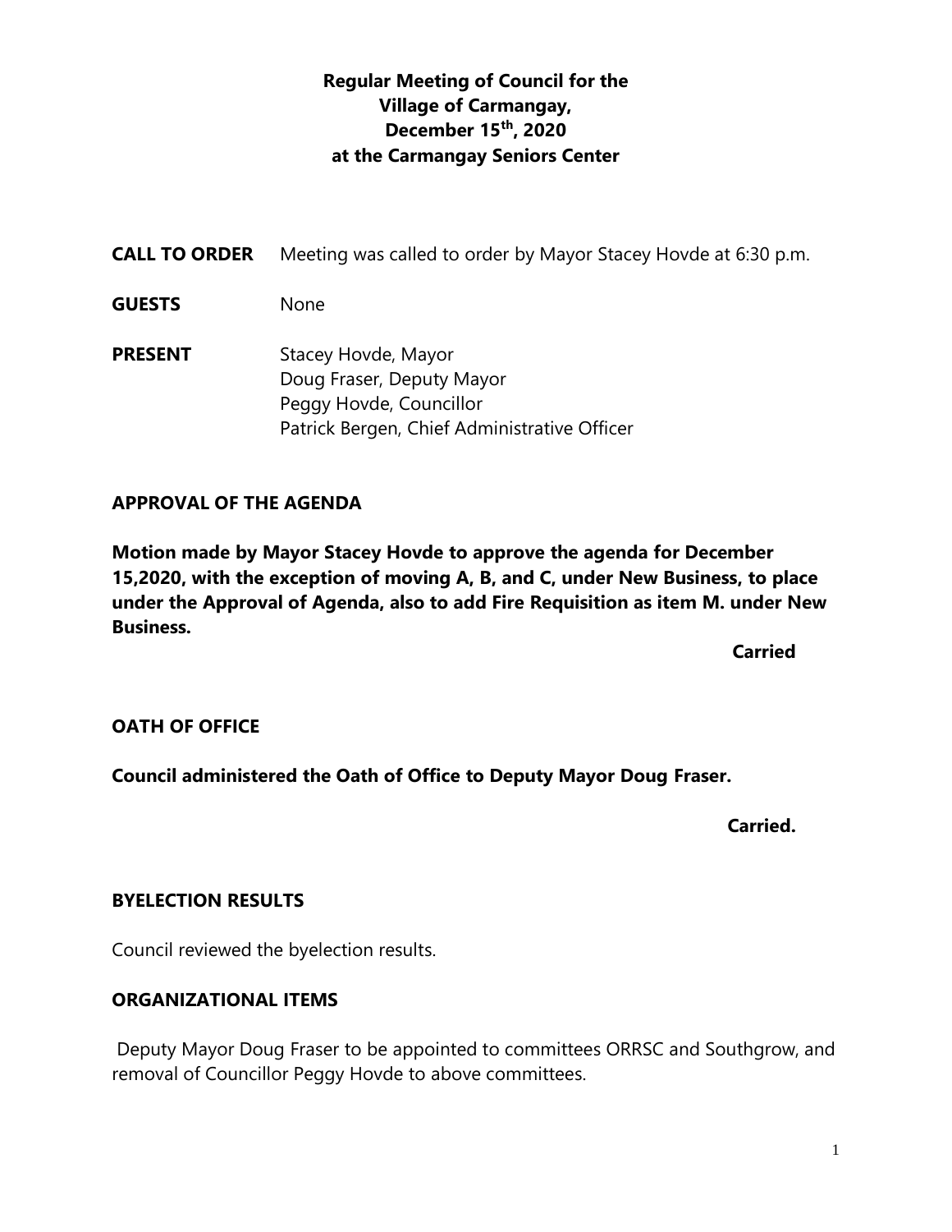# Regular Meeting of Council for the Village of Carmangay, December 15th, 2020 at the Carmangay Seniors Center

**CALL TO ORDER** Meeting was called to order by Mayor Stacey Hovde at 6:30 p.m.

**GUESTS** None

**PRESENT** Stacey Hovde, Mayor
Doug Fraser, Deputy Mayor
Peggy Hovde, Councillor
Patrick Bergen, Chief Administrative Officer

## APPROVAL OF THE AGENDA

**Motion made by Mayor Stacey Hovde to approve the agenda for December 15,2020, with the exception of moving A, B, and C, under New Business, to place under the Approval of Agenda, also to add Fire Requisition as item M. under New Business.**

**Carried**

## OATH OF OFFICE

**Council administered the Oath of Office to Deputy Mayor Doug Fraser.**

**Carried.**

## BYELECTION RESULTS

Council reviewed the byelection results.

## ORGANIZATIONAL ITEMS

Deputy Mayor Doug Fraser to be appointed to committees ORRSC and Southgrow, and removal of Councillor Peggy Hovde to above committees.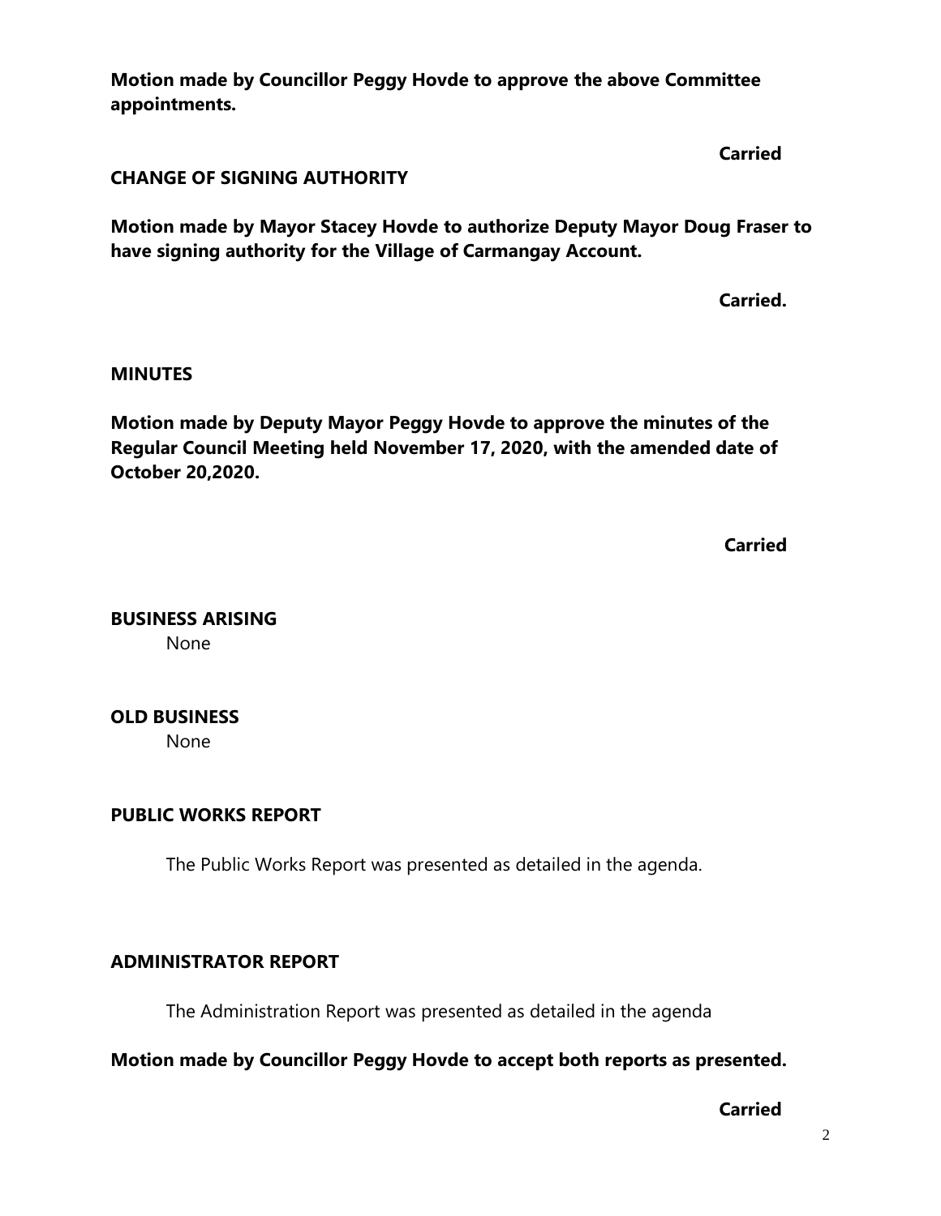**Motion made by Councillor Peggy Hovde to approve the above Committee appointments.**

**Carried**

**CHANGE OF SIGNING AUTHORITY**

**Motion made by Mayor Stacey Hovde to authorize Deputy Mayor Doug Fraser to have signing authority for the Village of Carmangay Account.**

**Carried.**

**MINUTES**

**Motion made by Deputy Mayor Peggy Hovde to approve the minutes of the Regular Council Meeting held November 17, 2020, with the amended date of October 20,2020.**

**Carried**

**BUSINESS ARISING**

None

**OLD BUSINESS**

None

**PUBLIC WORKS REPORT**

The Public Works Report was presented as detailed in the agenda.

**ADMINISTRATOR REPORT**

The Administration Report was presented as detailed in the agenda

**Motion made by Councillor Peggy Hovde to accept both reports as presented.**

**Carried**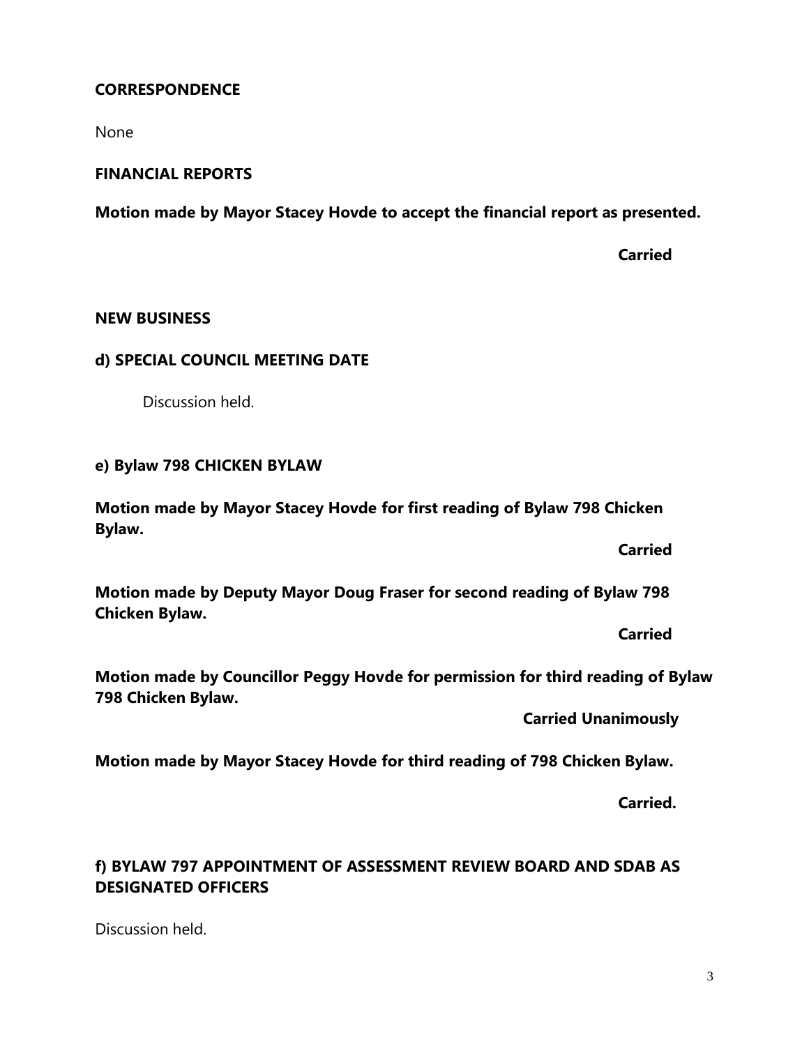## CORRESPONDENCE

None

## FINANCIAL REPORTS

**Motion made by Mayor Stacey Hovde to accept the financial report as presented.**

**Carried**

## NEW BUSINESS

### d) SPECIAL COUNCIL MEETING DATE

Discussion held.

### e) Bylaw 798 CHICKEN BYLAW

**Motion made by Mayor Stacey Hovde for first reading of Bylaw 798 Chicken Bylaw.**

**Carried**

**Motion made by Deputy Mayor Doug Fraser for second reading of Bylaw 798 Chicken Bylaw.**

**Carried**

**Motion made by Councillor Peggy Hovde for permission for third reading of Bylaw 798 Chicken Bylaw.**

**Carried Unanimously**

**Motion made by Mayor Stacey Hovde for third reading of 798 Chicken Bylaw.**

**Carried.**

### f) BYLAW 797 APPOINTMENT OF ASSESSMENT REVIEW BOARD AND SDAB AS DESIGNATED OFFICERS

Discussion held.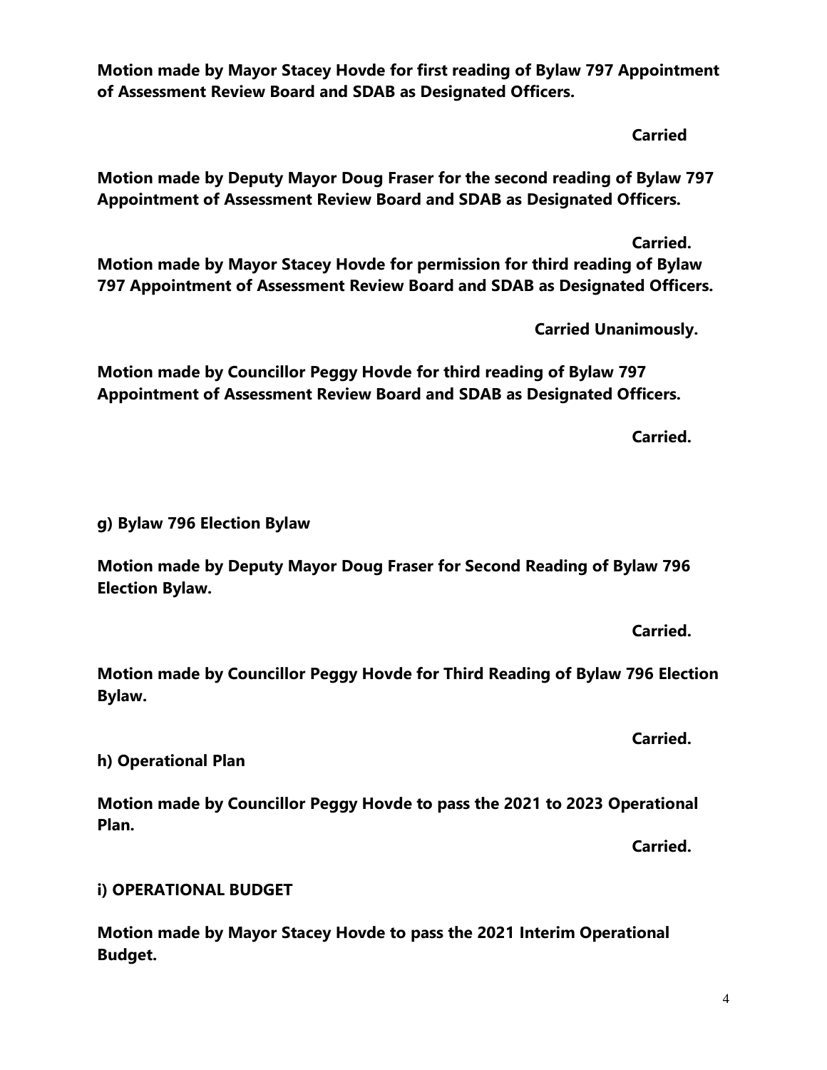**Motion made by Mayor Stacey Hovde for first reading of Bylaw 797 Appointment of Assessment Review Board and SDAB as Designated Officers.**

**Carried**

**Motion made by Deputy Mayor Doug Fraser for the second reading of Bylaw 797 Appointment of Assessment Review Board and SDAB as Designated Officers.**

**Carried.**

**Motion made by Mayor Stacey Hovde for permission for third reading of Bylaw 797 Appointment of Assessment Review Board and SDAB as Designated Officers.**

**Carried Unanimously.**

**Motion made by Councillor Peggy Hovde for third reading of Bylaw 797 Appointment of Assessment Review Board and SDAB as Designated Officers.**

**Carried.**

**g) Bylaw 796 Election Bylaw**

**Motion made by Deputy Mayor Doug Fraser for Second Reading of Bylaw 796 Election Bylaw.**

**Carried.**

**Motion made by Councillor Peggy Hovde for Third Reading of Bylaw 796 Election Bylaw.**

**Carried.**

**h) Operational Plan**

**Motion made by Councillor Peggy Hovde to pass the 2021 to 2023 Operational Plan.**

**Carried.**

**i) OPERATIONAL BUDGET**

**Motion made by Mayor Stacey Hovde to pass the 2021 Interim Operational Budget.**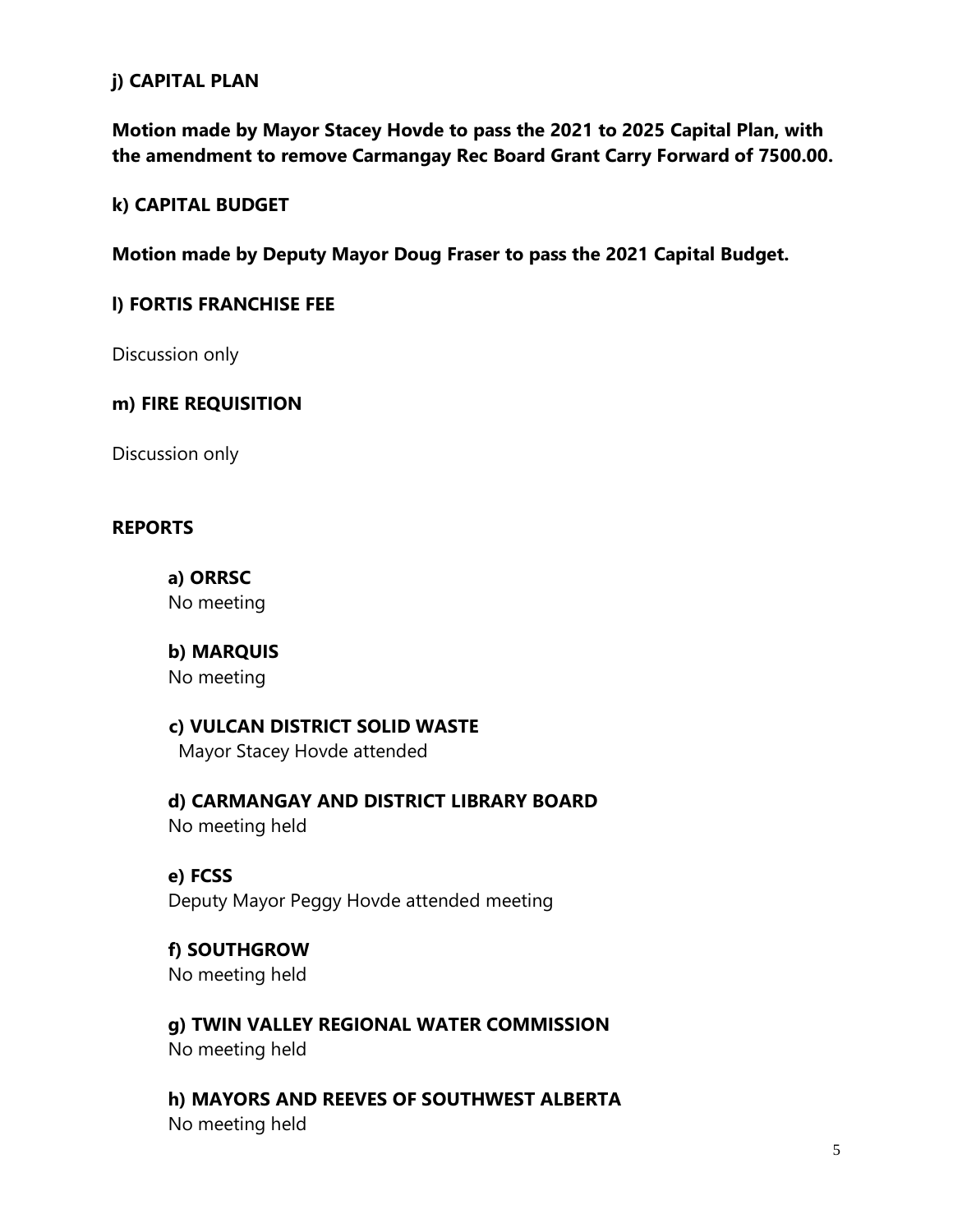**j) CAPITAL PLAN**

**Motion made by Mayor Stacey Hovde to pass the 2021 to 2025 Capital Plan, with the amendment to remove Carmangay Rec Board Grant Carry Forward of 7500.00.**

**k) CAPITAL BUDGET**

**Motion made by Deputy Mayor Doug Fraser to pass the 2021 Capital Budget.**

**l) FORTIS FRANCHISE FEE**

Discussion only

**m) FIRE REQUISITION**

Discussion only

**REPORTS**

**a) ORRSC**
No meeting

**b) MARQUIS**
No meeting

**c) VULCAN DISTRICT SOLID WASTE**
Mayor Stacey Hovde attended

**d) CARMANGAY AND DISTRICT LIBRARY BOARD**
No meeting held

**e) FCSS**
Deputy Mayor Peggy Hovde attended meeting

**f) SOUTHGROW**
No meeting held

**g) TWIN VALLEY REGIONAL WATER COMMISSION**
No meeting held

**h) MAYORS AND REEVES OF SOUTHWEST ALBERTA**
No meeting held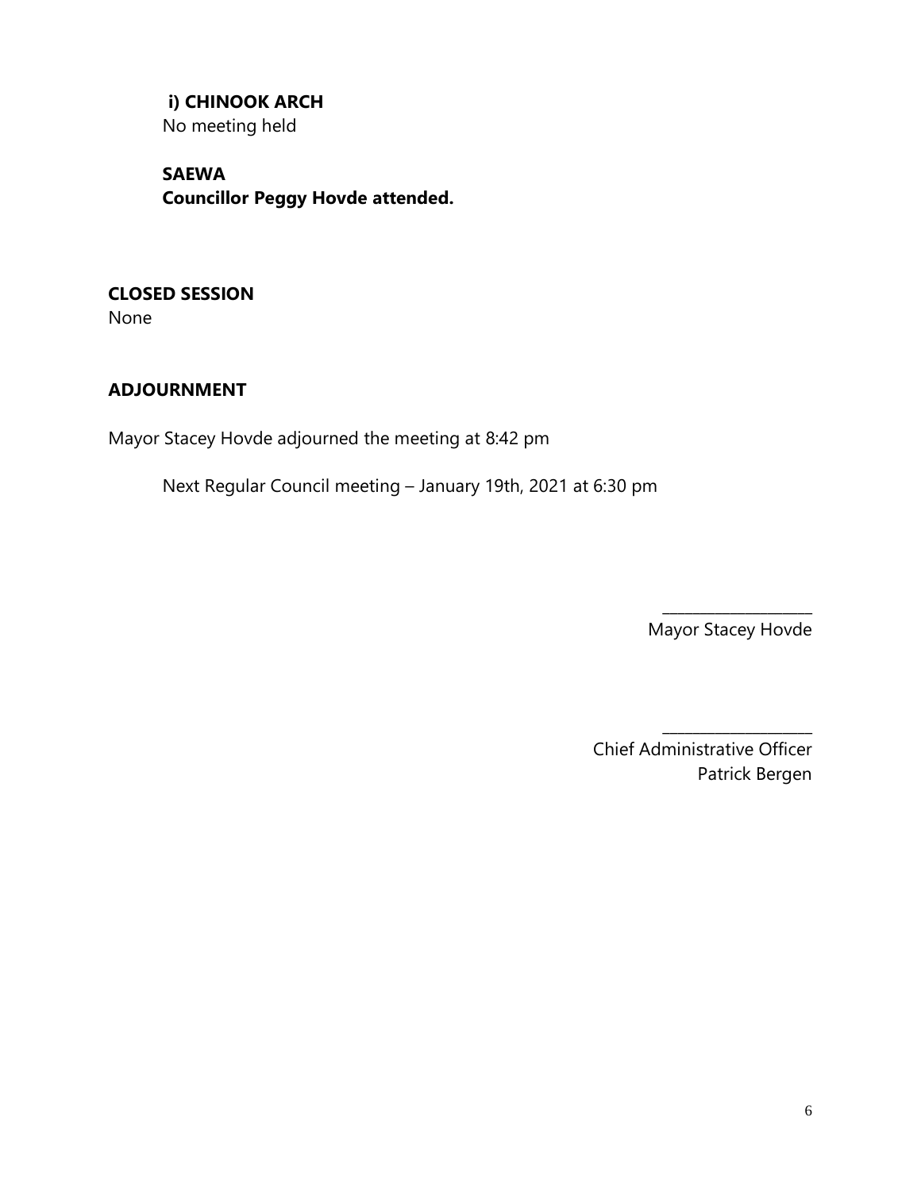**i) CHINOOK ARCH**

No meeting held

**SAEWA**

**Councillor Peggy Hovde attended.**

## CLOSED SESSION

None

## ADJOURNMENT

Mayor Stacey Hovde adjourned the meeting at 8:42 pm

Next Regular Council meeting – January 19th, 2021 at 6:30 pm

\_\_\_\_\_\_\_\_\_\_\_\_\_\_\_\_\_\_\_\_

Mayor Stacey Hovde

\_\_\_\_\_\_\_\_\_\_\_\_\_\_\_\_\_\_\_\_

Chief Administrative Officer

Patrick Bergen